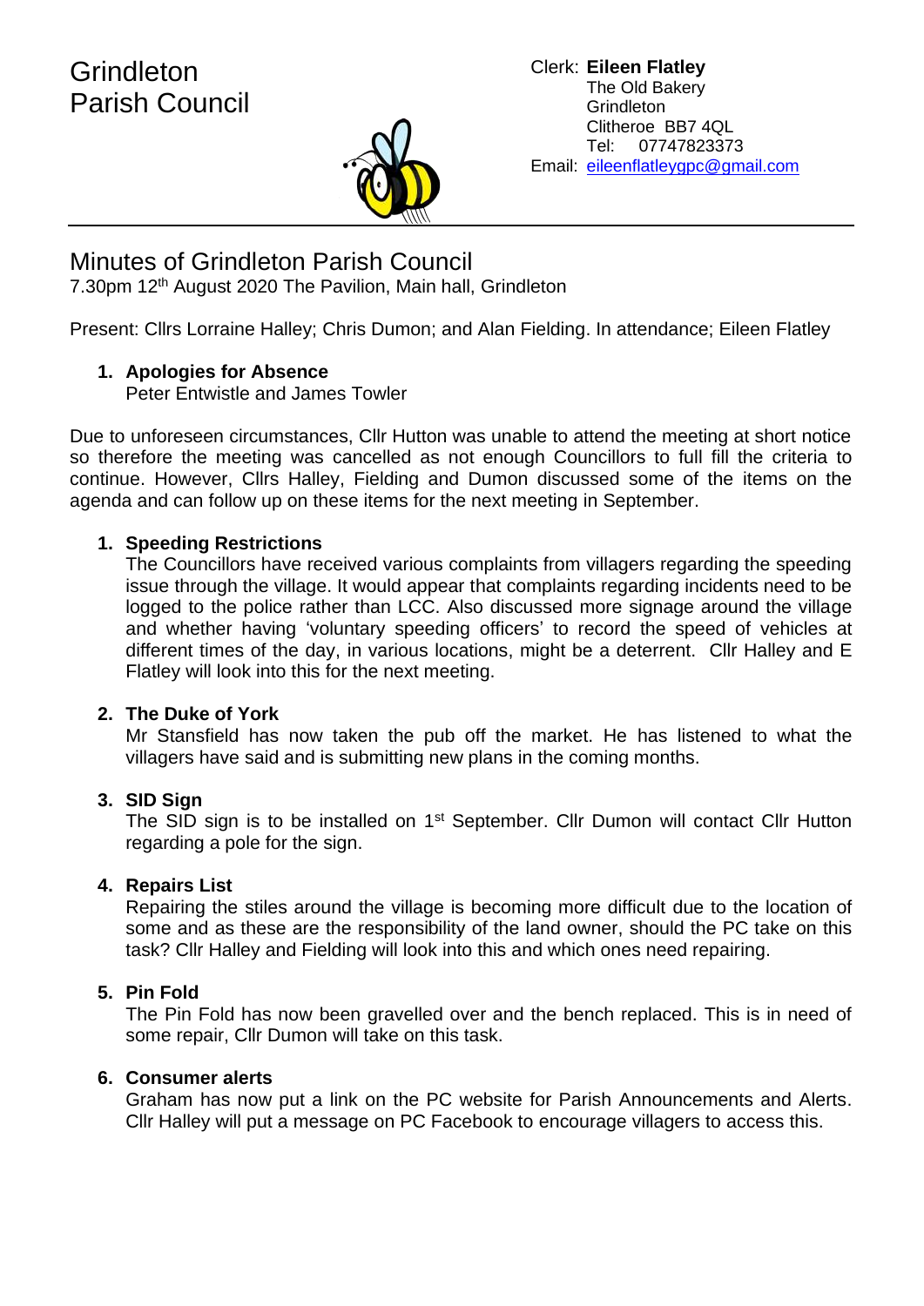# Grindleton Parish Council

Clerk: **Eileen Flatley**
The Old Bakery
Grindleton
Clitheroe BB7 4QL
Tel: 07747823373
Email: eileenflatleygpc@gmail.com

---

## Minutes of Grindleton Parish Council

7.30pm 12th August 2020 The Pavilion, Main hall, Grindleton

Present: Cllrs Lorraine Halley; Chris Dumon; and Alan Fielding. In attendance; Eileen Flatley

1. **Apologies for Absence**
   Peter Entwistle and James Towler

Due to unforeseen circumstances, Cllr Hutton was unable to attend the meeting at short notice so therefore the meeting was cancelled as not enough Councillors to full fill the criteria to continue. However, Cllrs Halley, Fielding and Dumon discussed some of the items on the agenda and can follow up on these items for the next meeting in September.

1. **Speeding Restrictions**
   The Councillors have received various complaints from villagers regarding the speeding issue through the village. It would appear that complaints regarding incidents need to be logged to the police rather than LCC. Also discussed more signage around the village and whether having 'voluntary speeding officers' to record the speed of vehicles at different times of the day, in various locations, might be a deterrent. Cllr Halley and E Flatley will look into this for the next meeting.

2. **The Duke of York**
   Mr Stansfield has now taken the pub off the market. He has listened to what the villagers have said and is submitting new plans in the coming months.

3. **SID Sign**
   The SID sign is to be installed on 1st September. Cllr Dumon will contact Cllr Hutton regarding a pole for the sign.

4. **Repairs List**
   Repairing the stiles around the village is becoming more difficult due to the location of some and as these are the responsibility of the land owner, should the PC take on this task? Cllr Halley and Fielding will look into this and which ones need repairing.

5. **Pin Fold**
   The Pin Fold has now been gravelled over and the bench replaced. This is in need of some repair, Cllr Dumon will take on this task.

6. **Consumer alerts**
   Graham has now put a link on the PC website for Parish Announcements and Alerts. Cllr Halley will put a message on PC Facebook to encourage villagers to access this.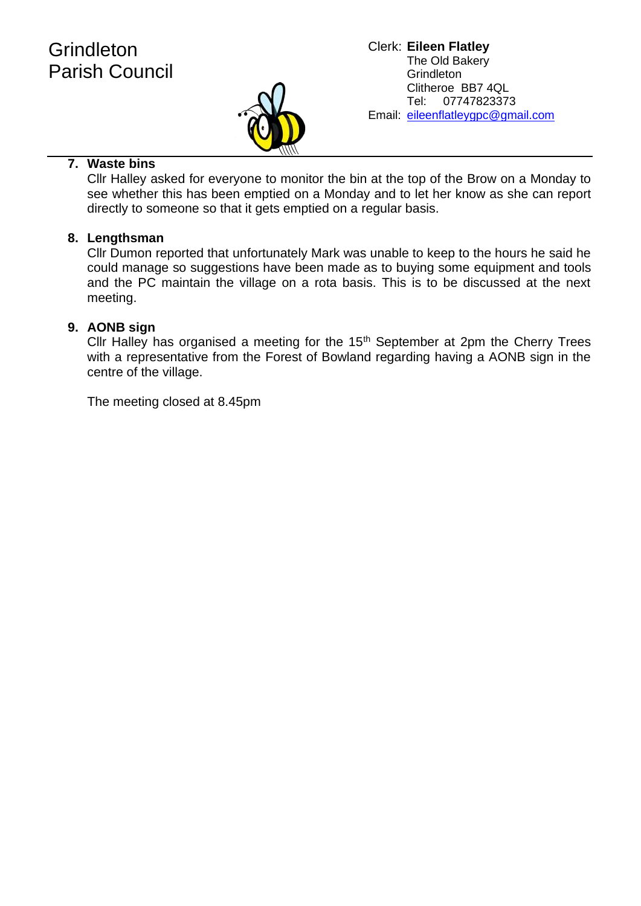Grindleton
Parish Council

Clerk: **Eileen Flatley**
The Old Bakery
Grindleton
Clitheroe BB7 4QL
Tel: 07747823373
Email: eileenflatleygpc@gmail.com

7. **Waste bins**

   Cllr Halley asked for everyone to monitor the bin at the top of the Brow on a Monday to see whether this has been emptied on a Monday and to let her know as she can report directly to someone so that it gets emptied on a regular basis.

8. **Lengthsman**

   Cllr Dumon reported that unfortunately Mark was unable to keep to the hours he said he could manage so suggestions have been made as to buying some equipment and tools and the PC maintain the village on a rota basis. This is to be discussed at the next meeting.

9. **AONB sign**

   Cllr Halley has organised a meeting for the 15th September at 2pm the Cherry Trees with a representative from the Forest of Bowland regarding having a AONB sign in the centre of the village.

The meeting closed at 8.45pm